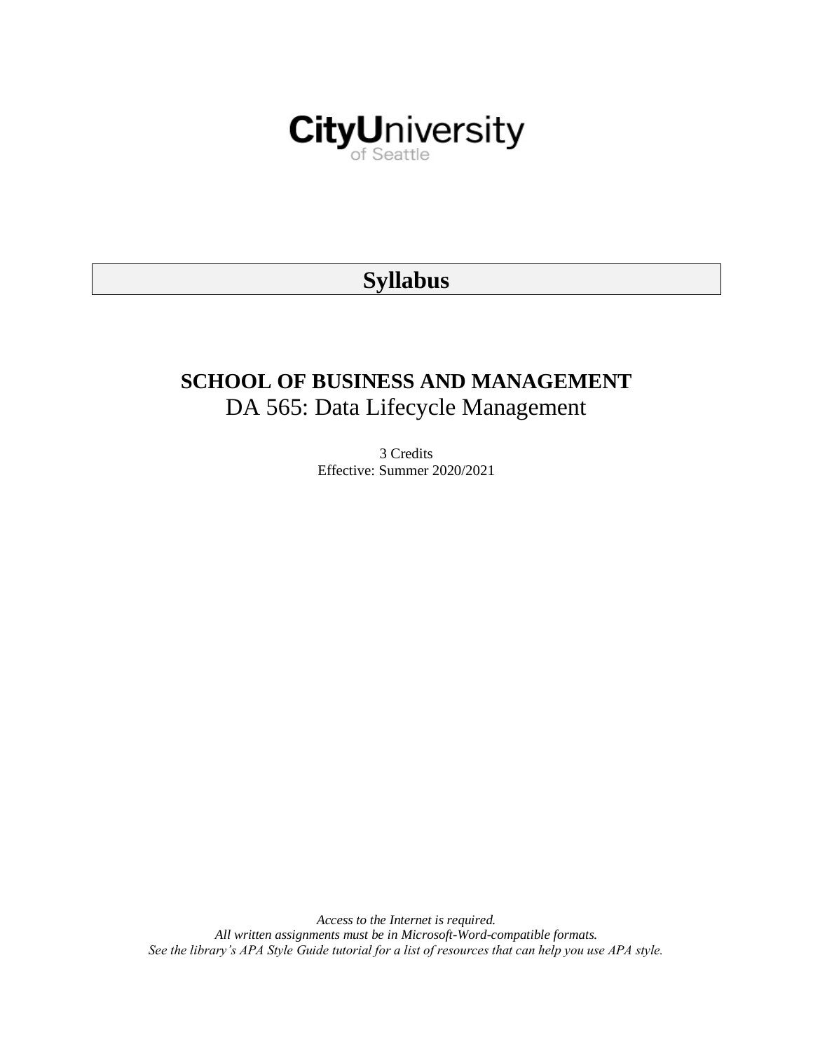CityUniversity
of Seattle

# Syllabus

## SCHOOL OF BUSINESS AND MANAGEMENT

DA 565: Data Lifecycle Management

3 Credits
Effective: Summer 2020/2021

*Access to the Internet is required.*
*All written assignments must be in Microsoft-Word-compatible formats.*
*See the library's APA Style Guide tutorial for a list of resources that can help you use APA style.*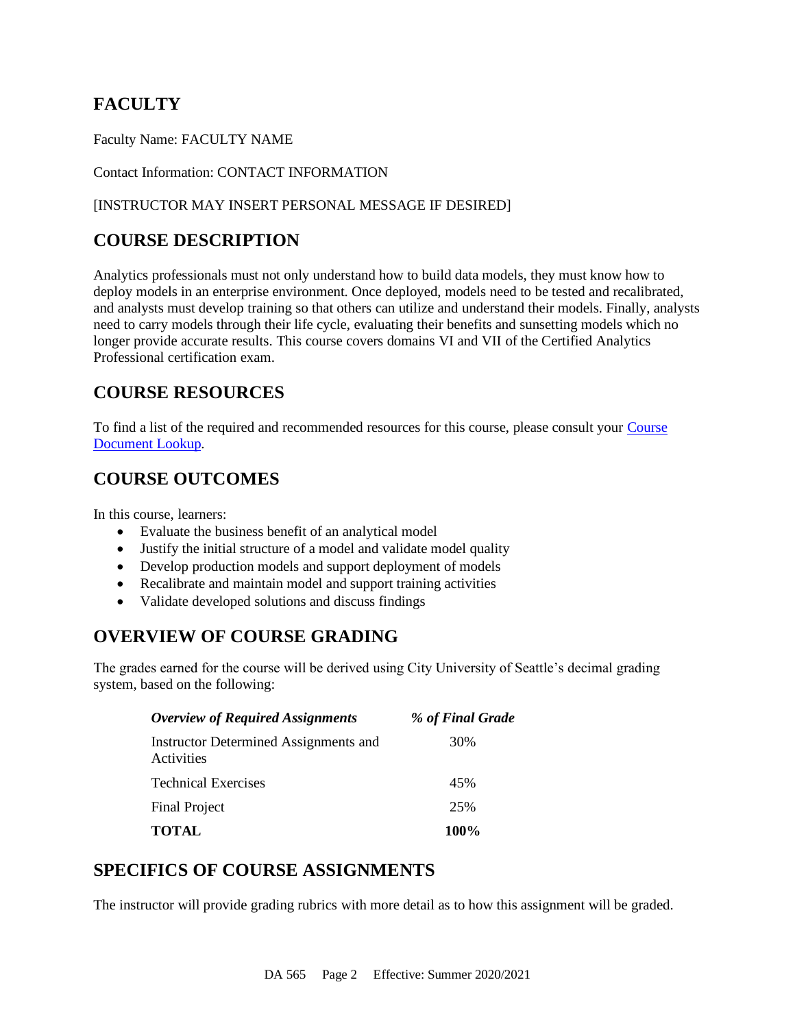## FACULTY

Faculty Name: FACULTY NAME

Contact Information: CONTACT INFORMATION

[INSTRUCTOR MAY INSERT PERSONAL MESSAGE IF DESIRED]

## COURSE DESCRIPTION

Analytics professionals must not only understand how to build data models, they must know how to deploy models in an enterprise environment. Once deployed, models need to be tested and recalibrated, and analysts must develop training so that others can utilize and understand their models. Finally, analysts need to carry models through their life cycle, evaluating their benefits and sunsetting models which no longer provide accurate results. This course covers domains VI and VII of the Certified Analytics Professional certification exam.

## COURSE RESOURCES

To find a list of the required and recommended resources for this course, please consult your Course Document Lookup.

## COURSE OUTCOMES

In this course, learners:

- Evaluate the business benefit of an analytical model
- Justify the initial structure of a model and validate model quality
- Develop production models and support deployment of models
- Recalibrate and maintain model and support training activities
- Validate developed solutions and discuss findings

## OVERVIEW OF COURSE GRADING

The grades earned for the course will be derived using City University of Seattle's decimal grading system, based on the following:

| *Overview of Required Assignments* | *% of Final Grade* |
|---|---|
| Instructor Determined Assignments and Activities | 30% |
| Technical Exercises | 45% |
| Final Project | 25% |
| **TOTAL** | **100%** |

## SPECIFICS OF COURSE ASSIGNMENTS

The instructor will provide grading rubrics with more detail as to how this assignment will be graded.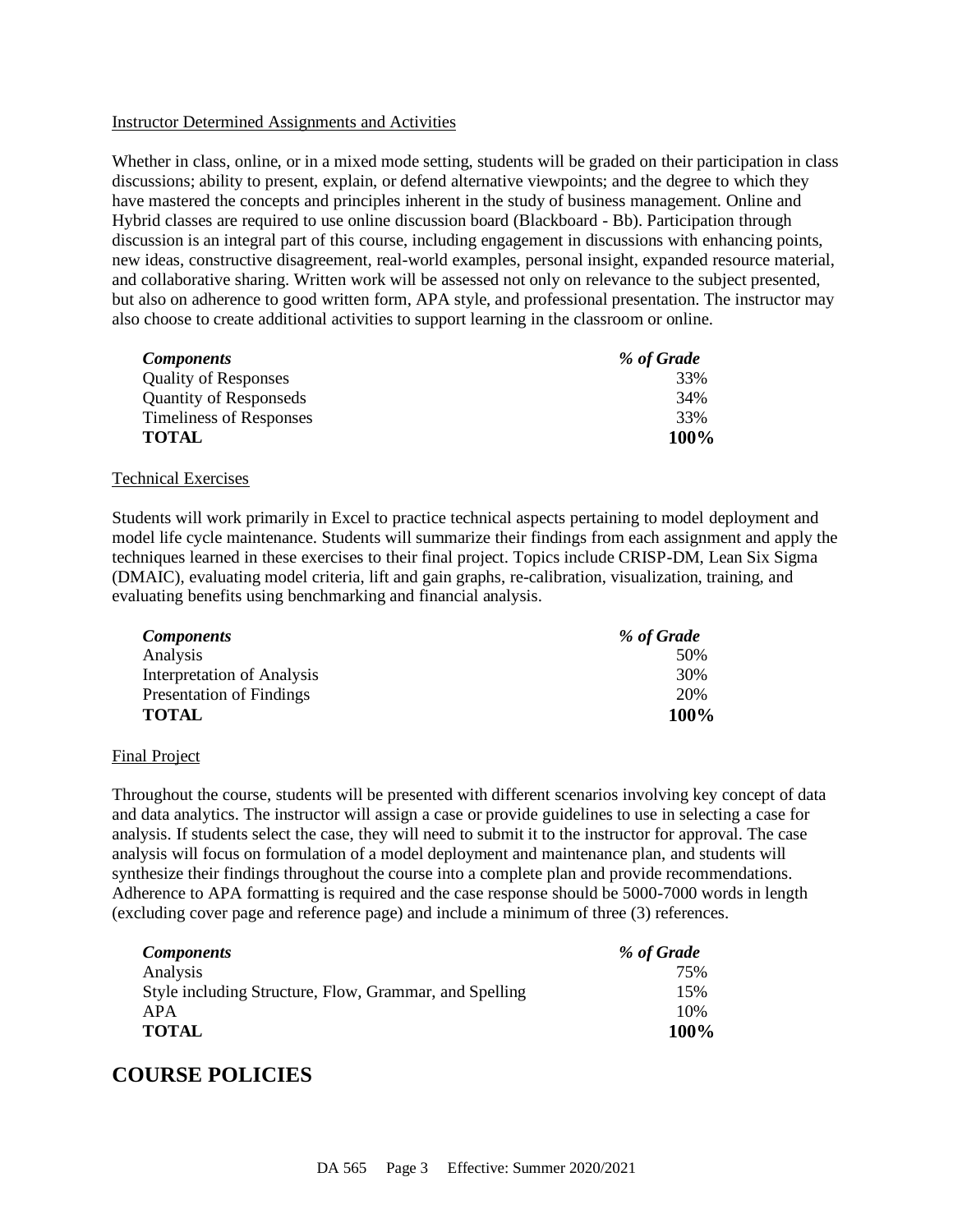Instructor Determined Assignments and Activities

Whether in class, online, or in a mixed mode setting, students will be graded on their participation in class discussions; ability to present, explain, or defend alternative viewpoints; and the degree to which they have mastered the concepts and principles inherent in the study of business management. Online and Hybrid classes are required to use online discussion board (Blackboard - Bb). Participation through discussion is an integral part of this course, including engagement in discussions with enhancing points, new ideas, constructive disagreement, real-world examples, personal insight, expanded resource material, and collaborative sharing. Written work will be assessed not only on relevance to the subject presented, but also on adherence to good written form, APA style, and professional presentation. The instructor may also choose to create additional activities to support learning in the classroom or online.

| *Components* | *% of Grade* |
|---|---|
| Quality of Responses | 33% |
| Quantity of Responseds | 34% |
| Timeliness of Responses | 33% |
| **TOTAL** | **100%** |

Technical Exercises

Students will work primarily in Excel to practice technical aspects pertaining to model deployment and model life cycle maintenance. Students will summarize their findings from each assignment and apply the techniques learned in these exercises to their final project. Topics include CRISP-DM, Lean Six Sigma (DMAIC), evaluating model criteria, lift and gain graphs, re-calibration, visualization, training, and evaluating benefits using benchmarking and financial analysis.

| *Components* | *% of Grade* |
|---|---|
| Analysis | 50% |
| Interpretation of Analysis | 30% |
| Presentation of Findings | 20% |
| **TOTAL** | **100%** |

Final Project

Throughout the course, students will be presented with different scenarios involving key concept of data and data analytics. The instructor will assign a case or provide guidelines to use in selecting a case for analysis. If students select the case, they will need to submit it to the instructor for approval. The case analysis will focus on formulation of a model deployment and maintenance plan, and students will synthesize their findings throughout the course into a complete plan and provide recommendations. Adherence to APA formatting is required and the case response should be 5000-7000 words in length (excluding cover page and reference page) and include a minimum of three (3) references.

| *Components* | *% of Grade* |
|---|---|
| Analysis | 75% |
| Style including Structure, Flow, Grammar, and Spelling | 15% |
| APA | 10% |
| **TOTAL** | **100%** |

# COURSE POLICIES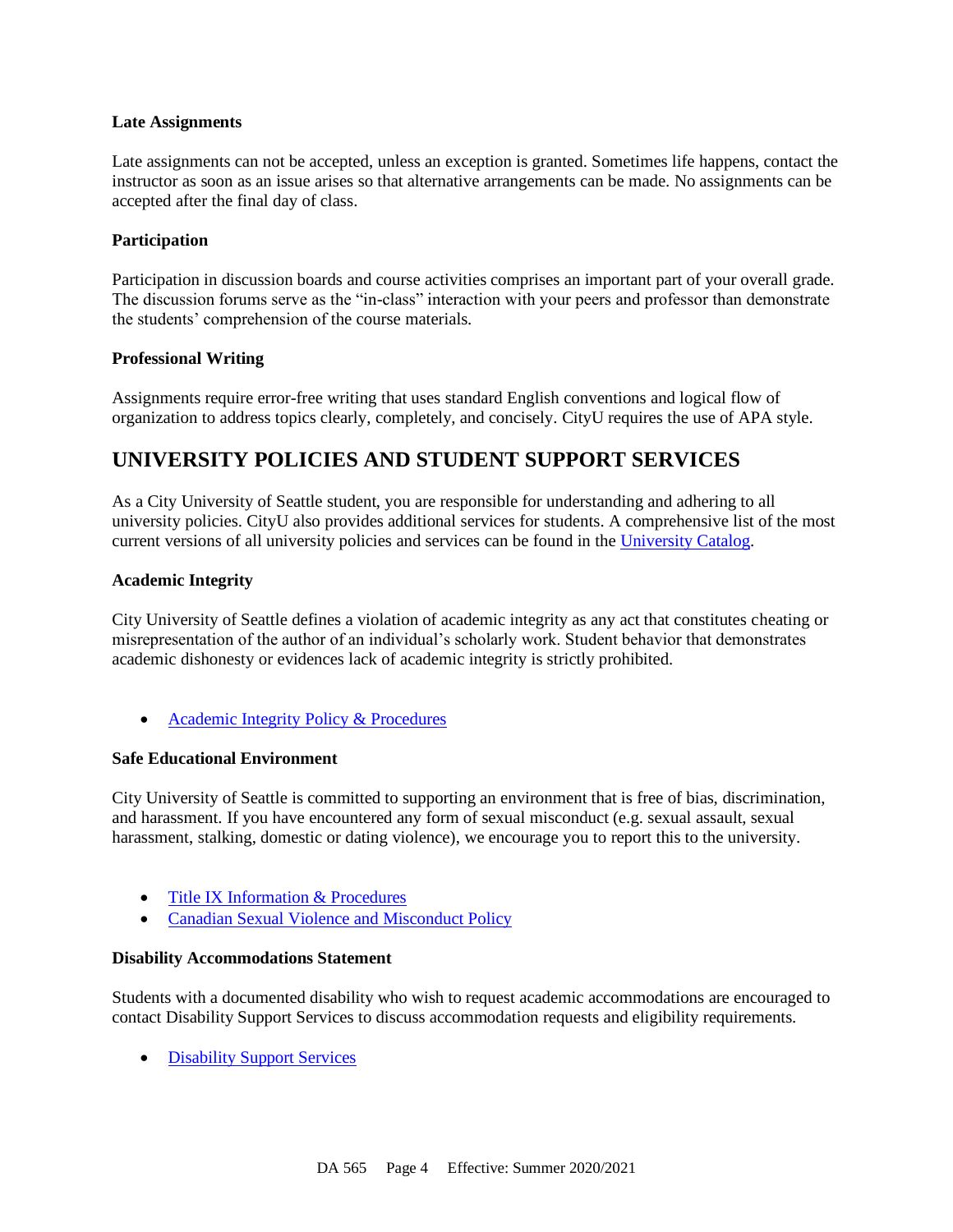### Late Assignments

Late assignments can not be accepted, unless an exception is granted. Sometimes life happens, contact the instructor as soon as an issue arises so that alternative arrangements can be made. No assignments can be accepted after the final day of class.

### Participation

Participation in discussion boards and course activities comprises an important part of your overall grade. The discussion forums serve as the "in-class" interaction with your peers and professor than demonstrate the students' comprehension of the course materials.

### Professional Writing

Assignments require error-free writing that uses standard English conventions and logical flow of organization to address topics clearly, completely, and concisely. CityU requires the use of APA style.

## UNIVERSITY POLICIES AND STUDENT SUPPORT SERVICES

As a City University of Seattle student, you are responsible for understanding and adhering to all university policies. CityU also provides additional services for students. A comprehensive list of the most current versions of all university policies and services can be found in the University Catalog.

### Academic Integrity

City University of Seattle defines a violation of academic integrity as any act that constitutes cheating or misrepresentation of the author of an individual's scholarly work. Student behavior that demonstrates academic dishonesty or evidences lack of academic integrity is strictly prohibited.

- Academic Integrity Policy & Procedures

### Safe Educational Environment

City University of Seattle is committed to supporting an environment that is free of bias, discrimination, and harassment. If you have encountered any form of sexual misconduct (e.g. sexual assault, sexual harassment, stalking, domestic or dating violence), we encourage you to report this to the university.

- Title IX Information & Procedures
- Canadian Sexual Violence and Misconduct Policy

### Disability Accommodations Statement

Students with a documented disability who wish to request academic accommodations are encouraged to contact Disability Support Services to discuss accommodation requests and eligibility requirements.

- Disability Support Services